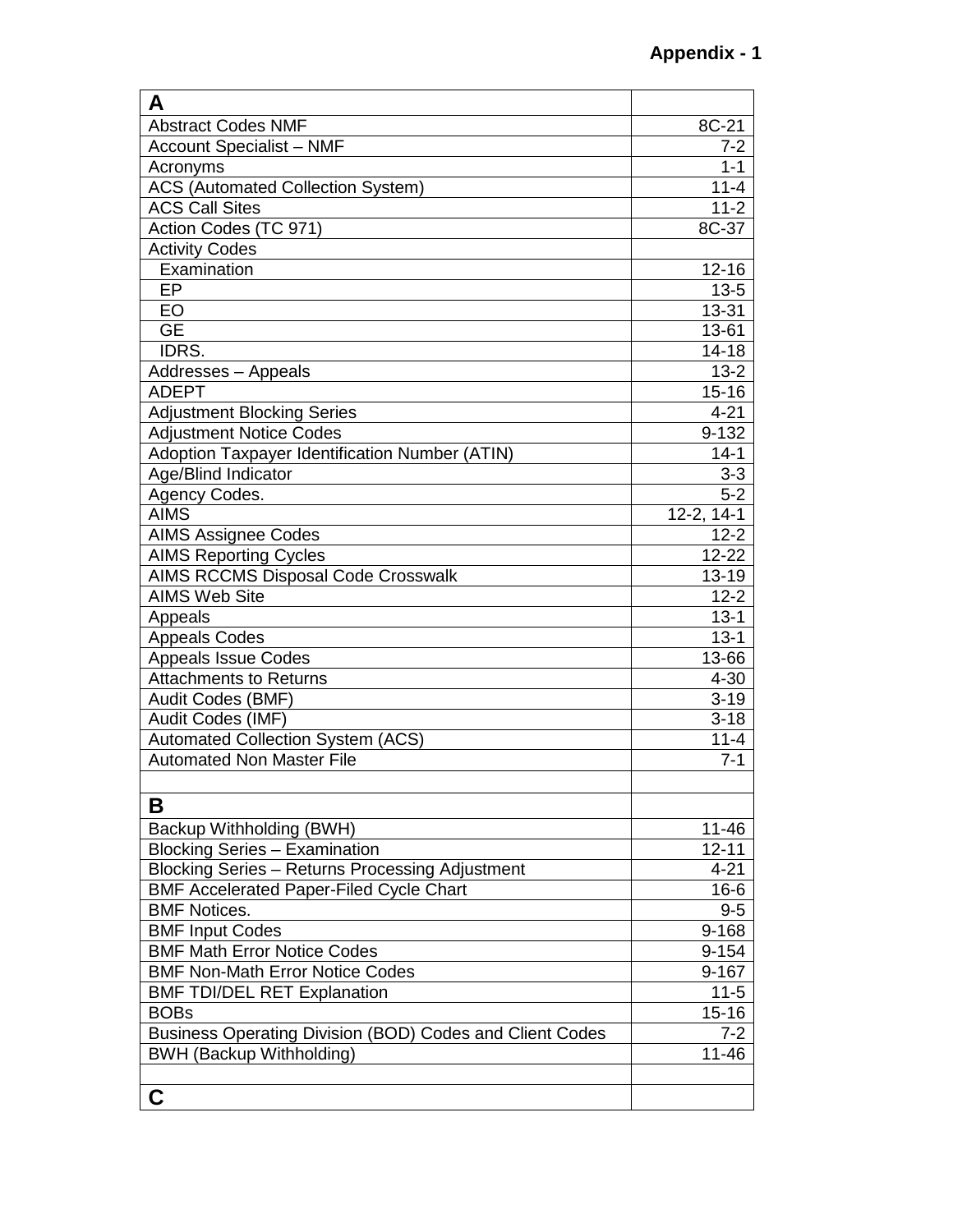# Appendix - 1

| A | |
|---|---|
| Abstract Codes NMF | 8C-21 |
| Account Specialist – NMF | 7-2 |
| Acronyms | 1-1 |
| ACS (Automated Collection System) | 11-4 |
| ACS Call Sites | 11-2 |
| Action Codes (TC 971) | 8C-37 |
| Activity Codes | |
| Examination | 12-16 |
| EP | 13-5 |
| EO | 13-31 |
| GE | 13-61 |
| IDRS. | 14-18 |
| Addresses – Appeals | 13-2 |
| ADEPT | 15-16 |
| Adjustment Blocking Series | 4-21 |
| Adjustment Notice Codes | 9-132 |
| Adoption Taxpayer Identification Number (ATIN) | 14-1 |
| Age/Blind Indicator | 3-3 |
| Agency Codes. | 5-2 |
| AIMS | 12-2, 14-1 |
| AIMS Assignee Codes | 12-2 |
| AIMS Reporting Cycles | 12-22 |
| AIMS RCCMS Disposal Code Crosswalk | 13-19 |
| AIMS Web Site | 12-2 |
| Appeals | 13-1 |
| Appeals Codes | 13-1 |
| Appeals Issue Codes | 13-66 |
| Attachments to Returns | 4-30 |
| Audit Codes (BMF) | 3-19 |
| Audit Codes (IMF) | 3-18 |
| Automated Collection System (ACS) | 11-4 |
| Automated Non Master File | 7-1 |
| | |
| **B** | |
| Backup Withholding (BWH) | 11-46 |
| Blocking Series – Examination | 12-11 |
| Blocking Series – Returns Processing Adjustment | 4-21 |
| BMF Accelerated Paper-Filed Cycle Chart | 16-6 |
| BMF Notices. | 9-5 |
| BMF Input Codes | 9-168 |
| BMF Math Error Notice Codes | 9-154 |
| BMF Non-Math Error Notice Codes | 9-167 |
| BMF TDI/DEL RET Explanation | 11-5 |
| BOBs | 15-16 |
| Business Operating Division (BOD) Codes and Client Codes | 7-2 |
| BWH (Backup Withholding) | 11-46 |
| | |
| **C** | |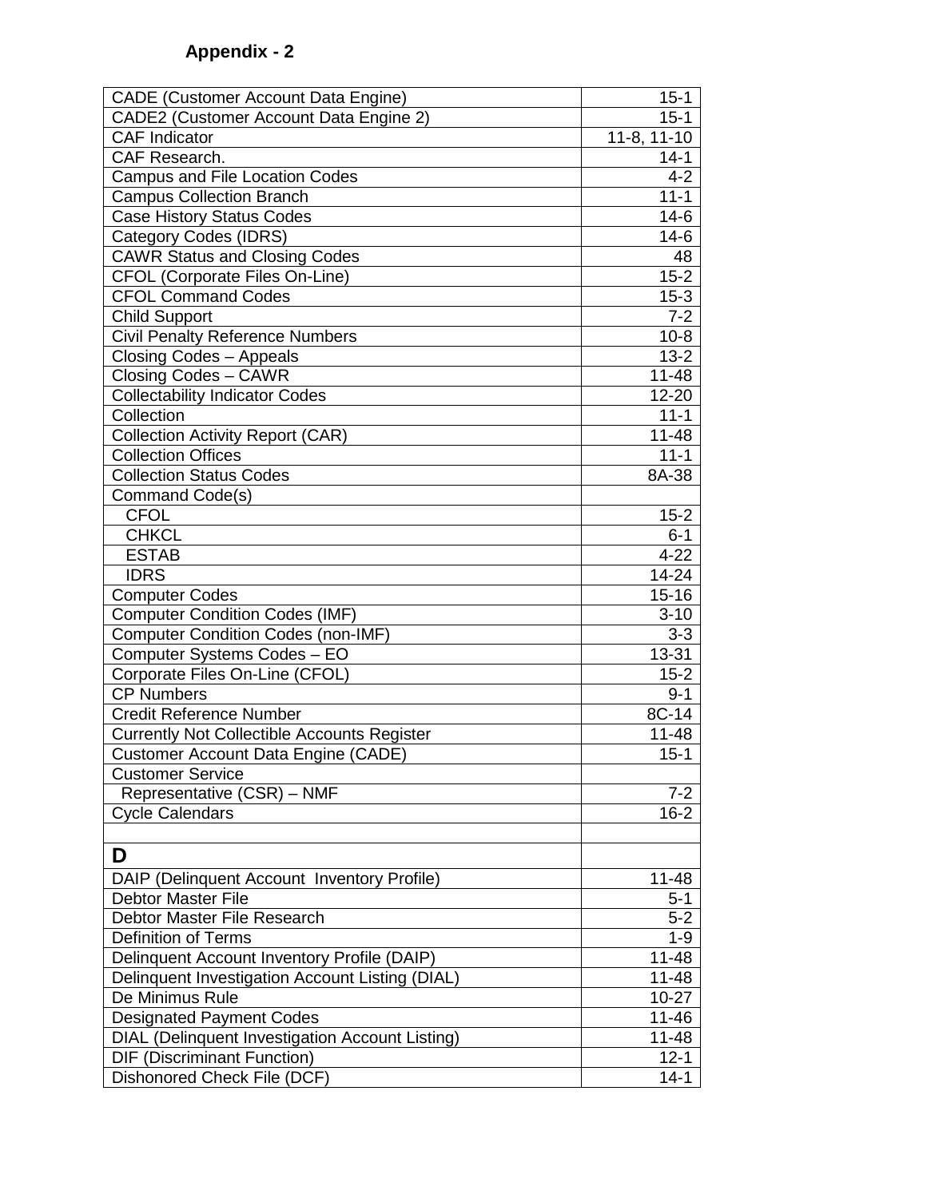## Appendix - 2

| | |
|---|---|
| CADE (Customer Account Data Engine) | 15-1 |
| CADE2 (Customer Account Data Engine 2) | 15-1 |
| CAF Indicator | 11-8, 11-10 |
| CAF Research. | 14-1 |
| Campus and File Location Codes | 4-2 |
| Campus Collection Branch | 11-1 |
| Case History Status Codes | 14-6 |
| Category Codes (IDRS) | 14-6 |
| CAWR Status and Closing Codes | 48 |
| CFOL (Corporate Files On-Line) | 15-2 |
| CFOL Command Codes | 15-3 |
| Child Support | 7-2 |
| Civil Penalty Reference Numbers | 10-8 |
| Closing Codes – Appeals | 13-2 |
| Closing Codes – CAWR | 11-48 |
| Collectability Indicator Codes | 12-20 |
| Collection | 11-1 |
| Collection Activity Report (CAR) | 11-48 |
| Collection Offices | 11-1 |
| Collection Status Codes | 8A-38 |
| Command Code(s) | |
| CFOL | 15-2 |
| CHKCL | 6-1 |
| ESTAB | 4-22 |
| IDRS | 14-24 |
| Computer Codes | 15-16 |
| Computer Condition Codes (IMF) | 3-10 |
| Computer Condition Codes (non-IMF) | 3-3 |
| Computer Systems Codes – EO | 13-31 |
| Corporate Files On-Line (CFOL) | 15-2 |
| CP Numbers | 9-1 |
| Credit Reference Number | 8C-14 |
| Currently Not Collectible Accounts Register | 11-48 |
| Customer Account Data Engine (CADE) | 15-1 |
| Customer Service | |
| Representative (CSR) – NMF | 7-2 |
| Cycle Calendars | 16-2 |
| | |
| **D** | |
| DAIP (Delinquent Account Inventory Profile) | 11-48 |
| Debtor Master File | 5-1 |
| Debtor Master File Research | 5-2 |
| Definition of Terms | 1-9 |
| Delinquent Account Inventory Profile (DAIP) | 11-48 |
| Delinquent Investigation Account Listing (DIAL) | 11-48 |
| De Minimus Rule | 10-27 |
| Designated Payment Codes | 11-46 |
| DIAL (Delinquent Investigation Account Listing) | 11-48 |
| DIF (Discriminant Function) | 12-1 |
| Dishonored Check File (DCF) | 14-1 |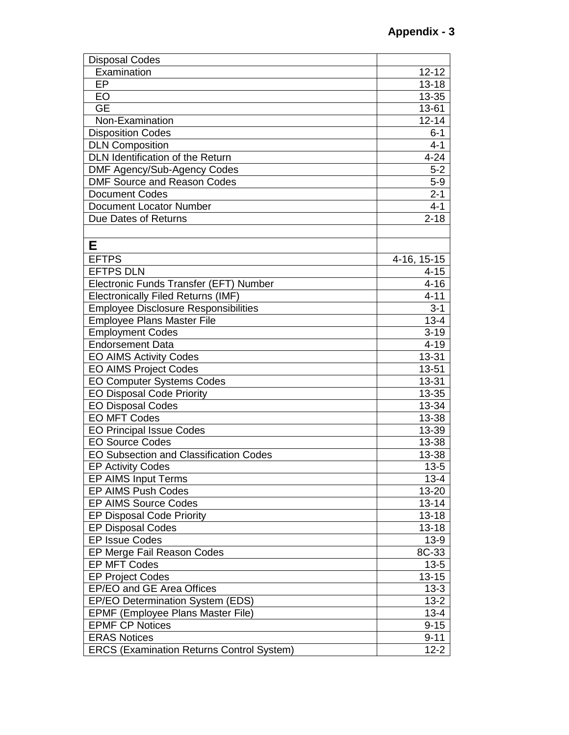| Disposal Codes | |
|---|---|
| Examination | 12-12 |
| EP | 13-18 |
| EO | 13-35 |
| GE | 13-61 |
| Non-Examination | 12-14 |
| Disposition Codes | 6-1 |
| DLN Composition | 4-1 |
| DLN Identification of the Return | 4-24 |
| DMF Agency/Sub-Agency Codes | 5-2 |
| DMF Source and Reason Codes | 5-9 |
| Document Codes | 2-1 |
| Document Locator Number | 4-1 |
| Due Dates of Returns | 2-18 |
| | |
| **E** | |
| EFTPS | 4-16, 15-15 |
| EFTPS DLN | 4-15 |
| Electronic Funds Transfer (EFT) Number | 4-16 |
| Electronically Filed Returns (IMF) | 4-11 |
| Employee Disclosure Responsibilities | 3-1 |
| Employee Plans Master File | 13-4 |
| Employment Codes | 3-19 |
| Endorsement Data | 4-19 |
| EO AIMS Activity Codes | 13-31 |
| EO AIMS Project Codes | 13-51 |
| EO Computer Systems Codes | 13-31 |
| EO Disposal Code Priority | 13-35 |
| EO Disposal Codes | 13-34 |
| EO MFT Codes | 13-38 |
| EO Principal Issue Codes | 13-39 |
| EO Source Codes | 13-38 |
| EO Subsection and Classification Codes | 13-38 |
| EP Activity Codes | 13-5 |
| EP AIMS Input Terms | 13-4 |
| EP AIMS Push Codes | 13-20 |
| EP AIMS Source Codes | 13-14 |
| EP Disposal Code Priority | 13-18 |
| EP Disposal Codes | 13-18 |
| EP Issue Codes | 13-9 |
| EP Merge Fail Reason Codes | 8C-33 |
| EP MFT Codes | 13-5 |
| EP Project Codes | 13-15 |
| EP/EO and GE Area Offices | 13-3 |
| EP/EO Determination System (EDS) | 13-2 |
| EPMF (Employee Plans Master File) | 13-4 |
| EPMF CP Notices | 9-15 |
| ERAS Notices | 9-11 |
| ERCS (Examination Returns Control System) | 12-2 |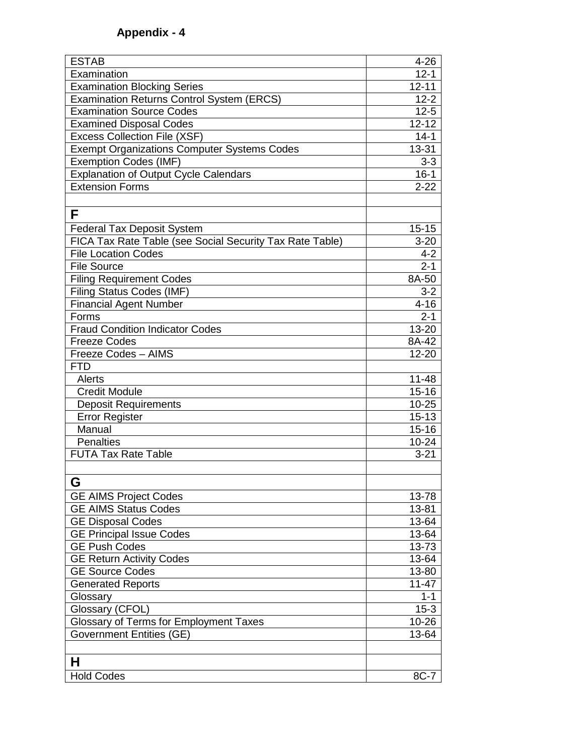## Appendix - 4

| | |
|---|---|
| ESTAB | 4-26 |
| Examination | 12-1 |
| Examination Blocking Series | 12-11 |
| Examination Returns Control System (ERCS) | 12-2 |
| Examination Source Codes | 12-5 |
| Examined Disposal Codes | 12-12 |
| Excess Collection File (XSF) | 14-1 |
| Exempt Organizations Computer Systems Codes | 13-31 |
| Exemption Codes (IMF) | 3-3 |
| Explanation of Output Cycle Calendars | 16-1 |
| Extension Forms | 2-22 |
| | |
| **F** | |
| Federal Tax Deposit System | 15-15 |
| FICA Tax Rate Table (see Social Security Tax Rate Table) | 3-20 |
| File Location Codes | 4-2 |
| File Source | 2-1 |
| Filing Requirement Codes | 8A-50 |
| Filing Status Codes (IMF) | 3-2 |
| Financial Agent Number | 4-16 |
| Forms | 2-1 |
| Fraud Condition Indicator Codes | 13-20 |
| Freeze Codes | 8A-42 |
| Freeze Codes – AIMS | 12-20 |
| FTD | |
| Alerts | 11-48 |
| Credit Module | 15-16 |
| Deposit Requirements | 10-25 |
| Error Register | 15-13 |
| Manual | 15-16 |
| Penalties | 10-24 |
| FUTA Tax Rate Table | 3-21 |
| | |
| **G** | |
| GE AIMS Project Codes | 13-78 |
| GE AIMS Status Codes | 13-81 |
| GE Disposal Codes | 13-64 |
| GE Principal Issue Codes | 13-64 |
| GE Push Codes | 13-73 |
| GE Return Activity Codes | 13-64 |
| GE Source Codes | 13-80 |
| Generated Reports | 11-47 |
| Glossary | 1-1 |
| Glossary (CFOL) | 15-3 |
| Glossary of Terms for Employment Taxes | 10-26 |
| Government Entities (GE) | 13-64 |
| | |
| **H** | |
| Hold Codes | 8C-7 |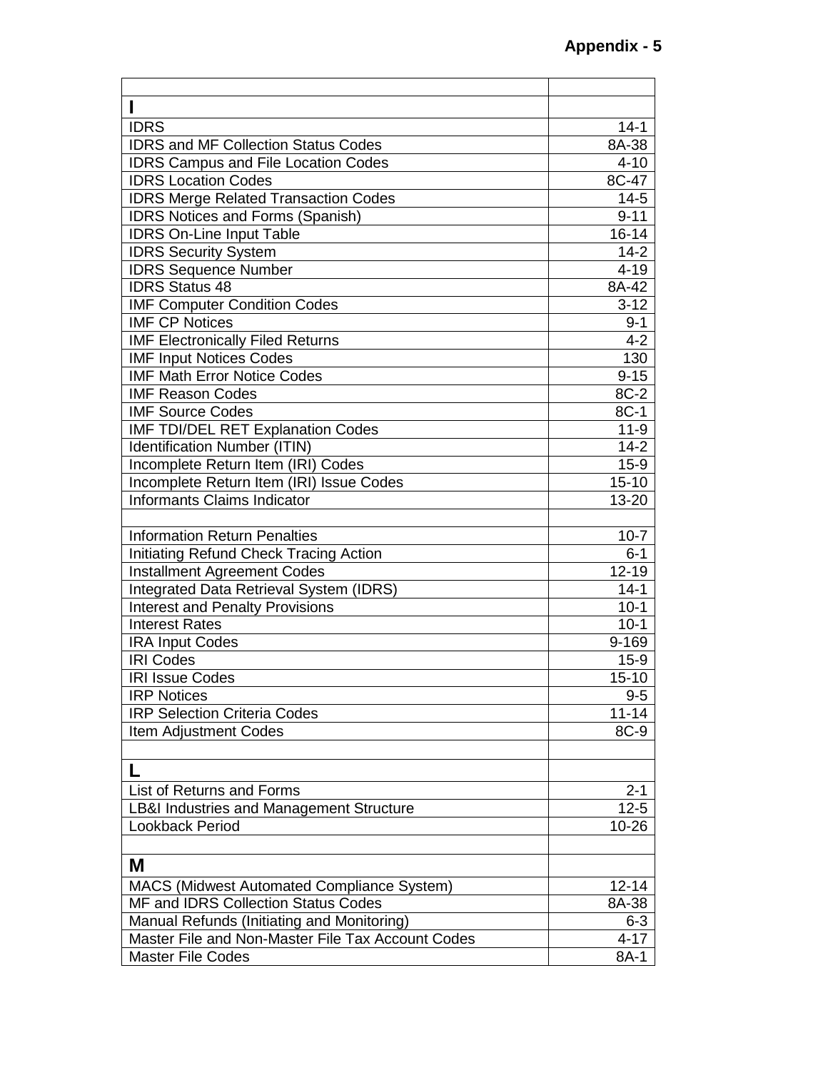| | |
|---|---|
| **I** | |
| IDRS | 14-1 |
| IDRS and MF Collection Status Codes | 8A-38 |
| IDRS Campus and File Location Codes | 4-10 |
| IDRS Location Codes | 8C-47 |
| IDRS Merge Related Transaction Codes | 14-5 |
| IDRS Notices and Forms (Spanish) | 9-11 |
| IDRS On-Line Input Table | 16-14 |
| IDRS Security System | 14-2 |
| IDRS Sequence Number | 4-19 |
| IDRS Status 48 | 8A-42 |
| IMF Computer Condition Codes | 3-12 |
| IMF CP Notices | 9-1 |
| IMF Electronically Filed Returns | 4-2 |
| IMF Input Notices Codes | 130 |
| IMF Math Error Notice Codes | 9-15 |
| IMF Reason Codes | 8C-2 |
| IMF Source Codes | 8C-1 |
| IMF TDI/DEL RET Explanation Codes | 11-9 |
| Identification Number (ITIN) | 14-2 |
| Incomplete Return Item (IRI) Codes | 15-9 |
| Incomplete Return Item (IRI) Issue Codes | 15-10 |
| Informants Claims Indicator | 13-20 |
| | |
| Information Return Penalties | 10-7 |
| Initiating Refund Check Tracing Action | 6-1 |
| Installment Agreement Codes | 12-19 |
| Integrated Data Retrieval System (IDRS) | 14-1 |
| Interest and Penalty Provisions | 10-1 |
| Interest Rates | 10-1 |
| IRA Input Codes | 9-169 |
| IRI Codes | 15-9 |
| IRI Issue Codes | 15-10 |
| IRP Notices | 9-5 |
| IRP Selection Criteria Codes | 11-14 |
| Item Adjustment Codes | 8C-9 |
| | |
| **L** | |
| List of Returns and Forms | 2-1 |
| LB&I Industries and Management Structure | 12-5 |
| Lookback Period | 10-26 |
| | |
| **M** | |
| MACS (Midwest Automated Compliance System) | 12-14 |
| MF and IDRS Collection Status Codes | 8A-38 |
| Manual Refunds (Initiating and Monitoring) | 6-3 |
| Master File and Non-Master File Tax Account Codes | 4-17 |
| Master File Codes | 8A-1 |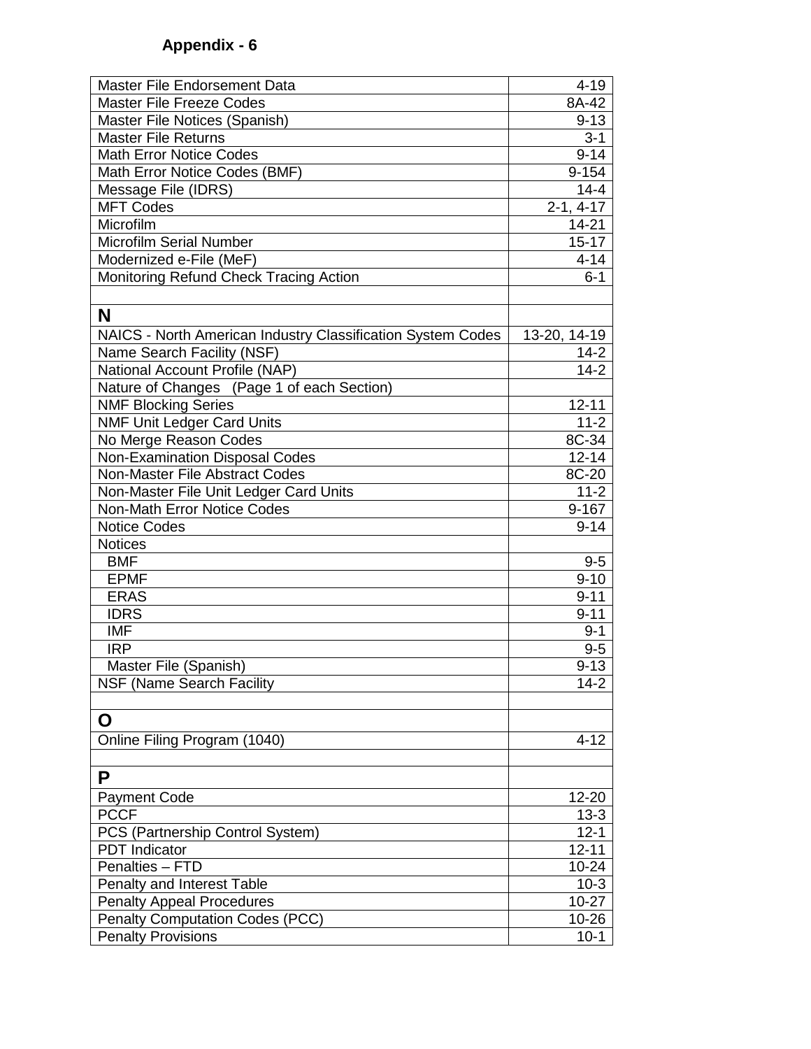**Appendix - 6**

| | |
|---|---|
| Master File Endorsement Data | 4-19 |
| Master File Freeze Codes | 8A-42 |
| Master File Notices (Spanish) | 9-13 |
| Master File Returns | 3-1 |
| Math Error Notice Codes | 9-14 |
| Math Error Notice Codes (BMF) | 9-154 |
| Message File (IDRS) | 14-4 |
| MFT Codes | 2-1, 4-17 |
| Microfilm | 14-21 |
| Microfilm Serial Number | 15-17 |
| Modernized e-File (MeF) | 4-14 |
| Monitoring Refund Check Tracing Action | 6-1 |
| | |
| **N** | |
| NAICS - North American Industry Classification System Codes | 13-20, 14-19 |
| Name Search Facility (NSF) | 14-2 |
| National Account Profile (NAP) | 14-2 |
| Nature of Changes (Page 1 of each Section) | |
| NMF Blocking Series | 12-11 |
| NMF Unit Ledger Card Units | 11-2 |
| No Merge Reason Codes | 8C-34 |
| Non-Examination Disposal Codes | 12-14 |
| Non-Master File Abstract Codes | 8C-20 |
| Non-Master File Unit Ledger Card Units | 11-2 |
| Non-Math Error Notice Codes | 9-167 |
| Notice Codes | 9-14 |
| Notices | |
| BMF | 9-5 |
| EPMF | 9-10 |
| ERAS | 9-11 |
| IDRS | 9-11 |
| IMF | 9-1 |
| IRP | 9-5 |
| Master File (Spanish) | 9-13 |
| NSF (Name Search Facility | 14-2 |
| | |
| **O** | |
| Online Filing Program (1040) | 4-12 |
| | |
| **P** | |
| Payment Code | 12-20 |
| PCCF | 13-3 |
| PCS (Partnership Control System) | 12-1 |
| PDT Indicator | 12-11 |
| Penalties – FTD | 10-24 |
| Penalty and Interest Table | 10-3 |
| Penalty Appeal Procedures | 10-27 |
| Penalty Computation Codes (PCC) | 10-26 |
| Penalty Provisions | 10-1 |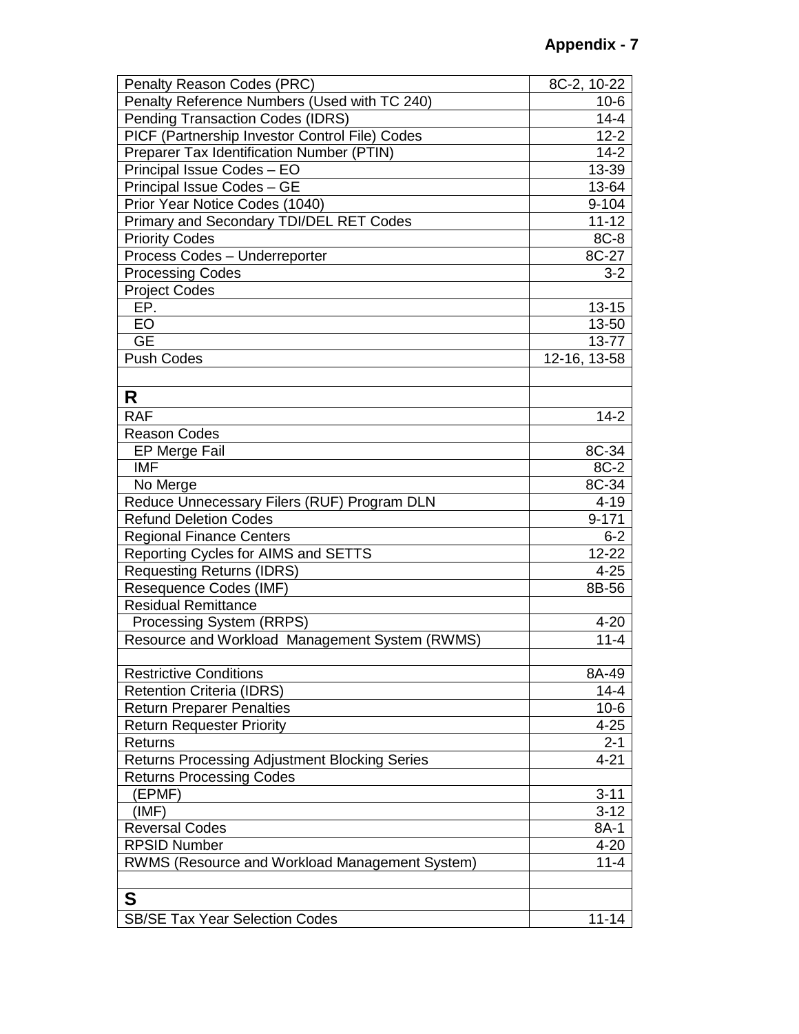## Appendix - 7

| | |
|---|---|
| Penalty Reason Codes (PRC) | 8C-2, 10-22 |
| Penalty Reference Numbers (Used with TC 240) | 10-6 |
| Pending Transaction Codes (IDRS) | 14-4 |
| PICF (Partnership Investor Control File) Codes | 12-2 |
| Preparer Tax Identification Number (PTIN) | 14-2 |
| Principal Issue Codes – EO | 13-39 |
| Principal Issue Codes – GE | 13-64 |
| Prior Year Notice Codes (1040) | 9-104 |
| Primary and Secondary TDI/DEL RET Codes | 11-12 |
| Priority Codes | 8C-8 |
| Process Codes – Underreporter | 8C-27 |
| Processing Codes | 3-2 |
| Project Codes | |
| EP. | 13-15 |
| EO | 13-50 |
| GE | 13-77 |
| Push Codes | 12-16, 13-58 |
| | |
| **R** | |
| RAF | 14-2 |
| Reason Codes | |
| EP Merge Fail | 8C-34 |
| IMF | 8C-2 |
| No Merge | 8C-34 |
| Reduce Unnecessary Filers (RUF) Program DLN | 4-19 |
| Refund Deletion Codes | 9-171 |
| Regional Finance Centers | 6-2 |
| Reporting Cycles for AIMS and SETTS | 12-22 |
| Requesting Returns (IDRS) | 4-25 |
| Resequence Codes (IMF) | 8B-56 |
| Residual Remittance | |
| Processing System (RRPS) | 4-20 |
| Resource and Workload Management System (RWMS) | 11-4 |
| | |
| Restrictive Conditions | 8A-49 |
| Retention Criteria (IDRS) | 14-4 |
| Return Preparer Penalties | 10-6 |
| Return Requester Priority | 4-25 |
| Returns | 2-1 |
| Returns Processing Adjustment Blocking Series | 4-21 |
| Returns Processing Codes | |
| (EPMF) | 3-11 |
| (IMF) | 3-12 |
| Reversal Codes | 8A-1 |
| RPSID Number | 4-20 |
| RWMS (Resource and Workload Management System) | 11-4 |
| | |
| **S** | |
| SB/SE Tax Year Selection Codes | 11-14 |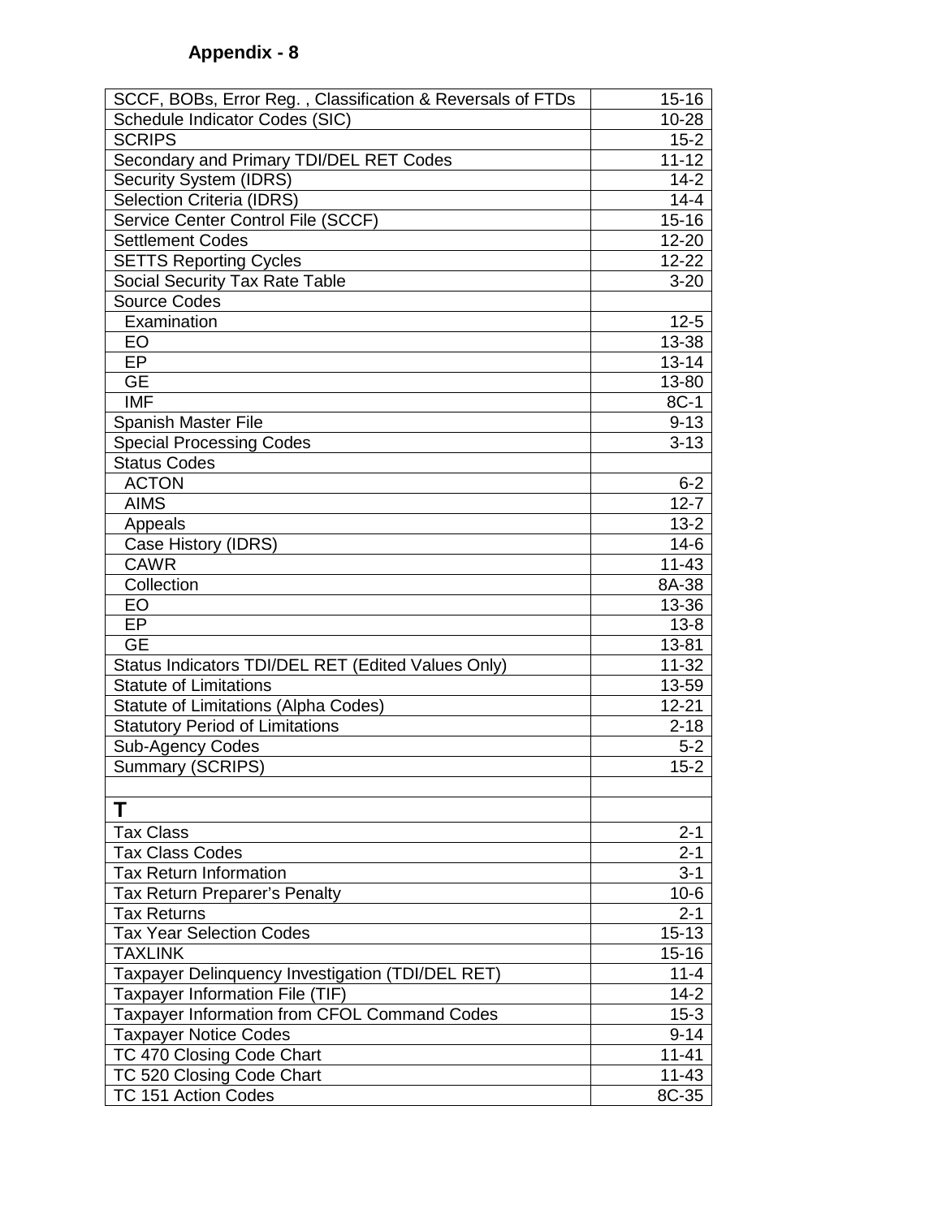**Appendix - 8**

| | |
|---|---|
| SCCF, BOBs, Error Reg. , Classification & Reversals of FTDs | 15-16 |
| Schedule Indicator Codes (SIC) | 10-28 |
| SCRIPS | 15-2 |
| Secondary and Primary TDI/DEL RET Codes | 11-12 |
| Security System (IDRS) | 14-2 |
| Selection Criteria (IDRS) | 14-4 |
| Service Center Control File (SCCF) | 15-16 |
| Settlement Codes | 12-20 |
| SETTS Reporting Cycles | 12-22 |
| Social Security Tax Rate Table | 3-20 |
| Source Codes | |
| Examination | 12-5 |
| EO | 13-38 |
| EP | 13-14 |
| GE | 13-80 |
| IMF | 8C-1 |
| Spanish Master File | 9-13 |
| Special Processing Codes | 3-13 |
| Status Codes | |
| ACTON | 6-2 |
| AIMS | 12-7 |
| Appeals | 13-2 |
| Case History (IDRS) | 14-6 |
| CAWR | 11-43 |
| Collection | 8A-38 |
| EO | 13-36 |
| EP | 13-8 |
| GE | 13-81 |
| Status Indicators TDI/DEL RET (Edited Values Only) | 11-32 |
| Statute of Limitations | 13-59 |
| Statute of Limitations (Alpha Codes) | 12-21 |
| Statutory Period of Limitations | 2-18 |
| Sub-Agency Codes | 5-2 |
| Summary (SCRIPS) | 15-2 |
| | |
| **T** | |
| Tax Class | 2-1 |
| Tax Class Codes | 2-1 |
| Tax Return Information | 3-1 |
| Tax Return Preparer's Penalty | 10-6 |
| Tax Returns | 2-1 |
| Tax Year Selection Codes | 15-13 |
| TAXLINK | 15-16 |
| Taxpayer Delinquency Investigation (TDI/DEL RET) | 11-4 |
| Taxpayer Information File (TIF) | 14-2 |
| Taxpayer Information from CFOL Command Codes | 15-3 |
| Taxpayer Notice Codes | 9-14 |
| TC 470 Closing Code Chart | 11-41 |
| TC 520 Closing Code Chart | 11-43 |
| TC 151 Action Codes | 8C-35 |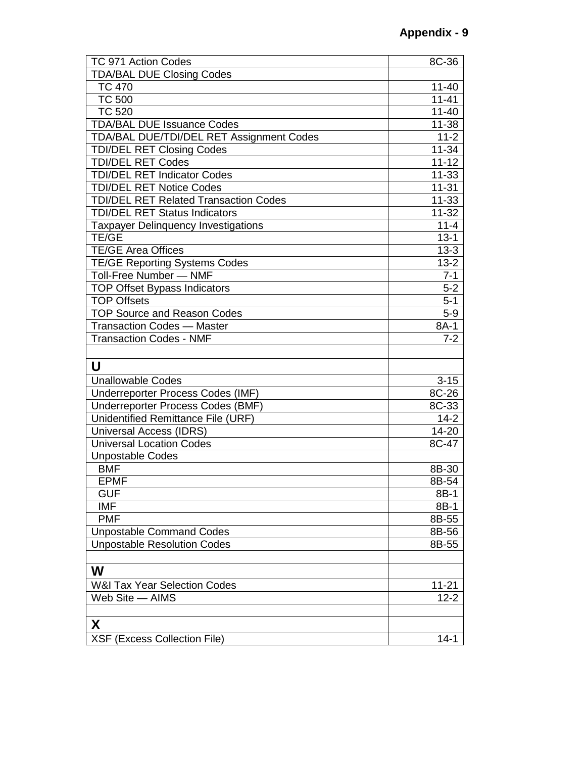| | |
|---|---|
| TC 971 Action Codes | 8C-36 |
| TDA/BAL DUE Closing Codes | |
| TC 470 | 11-40 |
| TC 500 | 11-41 |
| TC 520 | 11-40 |
| TDA/BAL DUE Issuance Codes | 11-38 |
| TDA/BAL DUE/TDI/DEL RET Assignment Codes | 11-2 |
| TDI/DEL RET Closing Codes | 11-34 |
| TDI/DEL RET Codes | 11-12 |
| TDI/DEL RET Indicator Codes | 11-33 |
| TDI/DEL RET Notice Codes | 11-31 |
| TDI/DEL RET Related Transaction Codes | 11-33 |
| TDI/DEL RET Status Indicators | 11-32 |
| Taxpayer Delinquency Investigations | 11-4 |
| TE/GE | 13-1 |
| TE/GE Area Offices | 13-3 |
| TE/GE Reporting Systems Codes | 13-2 |
| Toll-Free Number — NMF | 7-1 |
| TOP Offset Bypass Indicators | 5-2 |
| TOP Offsets | 5-1 |
| TOP Source and Reason Codes | 5-9 |
| Transaction Codes — Master | 8A-1 |
| Transaction Codes - NMF | 7-2 |
| | |
| **U** | |
| Unallowable Codes | 3-15 |
| Underreporter Process Codes (IMF) | 8C-26 |
| Underreporter Process Codes (BMF) | 8C-33 |
| Unidentified Remittance File (URF) | 14-2 |
| Universal Access (IDRS) | 14-20 |
| Universal Location Codes | 8C-47 |
| Unpostable Codes | |
| BMF | 8B-30 |
| EPMF | 8B-54 |
| GUF | 8B-1 |
| IMF | 8B-1 |
| PMF | 8B-55 |
| Unpostable Command Codes | 8B-56 |
| Unpostable Resolution Codes | 8B-55 |
| | |
| **W** | |
| W&I Tax Year Selection Codes | 11-21 |
| Web Site — AIMS | 12-2 |
| | |
| **X** | |
| XSF (Excess Collection File) | 14-1 |